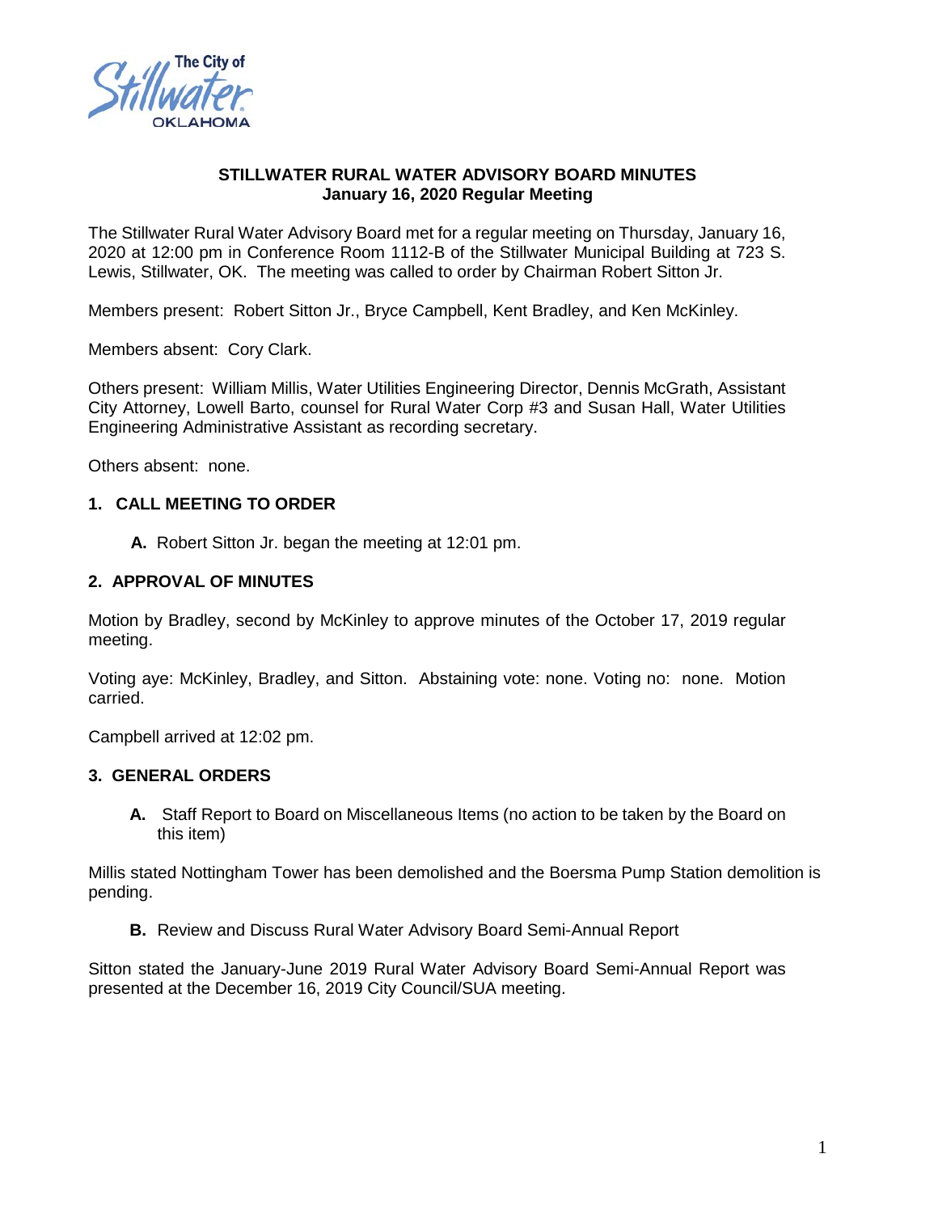**STILLWATER RURAL WATER ADVISORY BOARD MINUTES**
**January 16, 2020 Regular Meeting**

The Stillwater Rural Water Advisory Board met for a regular meeting on Thursday, January 16, 2020 at 12:00 pm in Conference Room 1112-B of the Stillwater Municipal Building at 723 S. Lewis, Stillwater, OK. The meeting was called to order by Chairman Robert Sitton Jr.

Members present: Robert Sitton Jr., Bryce Campbell, Kent Bradley, and Ken McKinley.

Members absent: Cory Clark.

Others present: William Millis, Water Utilities Engineering Director, Dennis McGrath, Assistant City Attorney, Lowell Barto, counsel for Rural Water Corp #3 and Susan Hall, Water Utilities Engineering Administrative Assistant as recording secretary.

Others absent: none.

## 1. CALL MEETING TO ORDER

**A.** Robert Sitton Jr. began the meeting at 12:01 pm.

## 2. APPROVAL OF MINUTES

Motion by Bradley, second by McKinley to approve minutes of the October 17, 2019 regular meeting.

Voting aye: McKinley, Bradley, and Sitton. Abstaining vote: none. Voting no: none. Motion carried.

Campbell arrived at 12:02 pm.

## 3. GENERAL ORDERS

**A.** Staff Report to Board on Miscellaneous Items (no action to be taken by the Board on this item)

Millis stated Nottingham Tower has been demolished and the Boersma Pump Station demolition is pending.

**B.** Review and Discuss Rural Water Advisory Board Semi-Annual Report

Sitton stated the January-June 2019 Rural Water Advisory Board Semi-Annual Report was presented at the December 16, 2019 City Council/SUA meeting.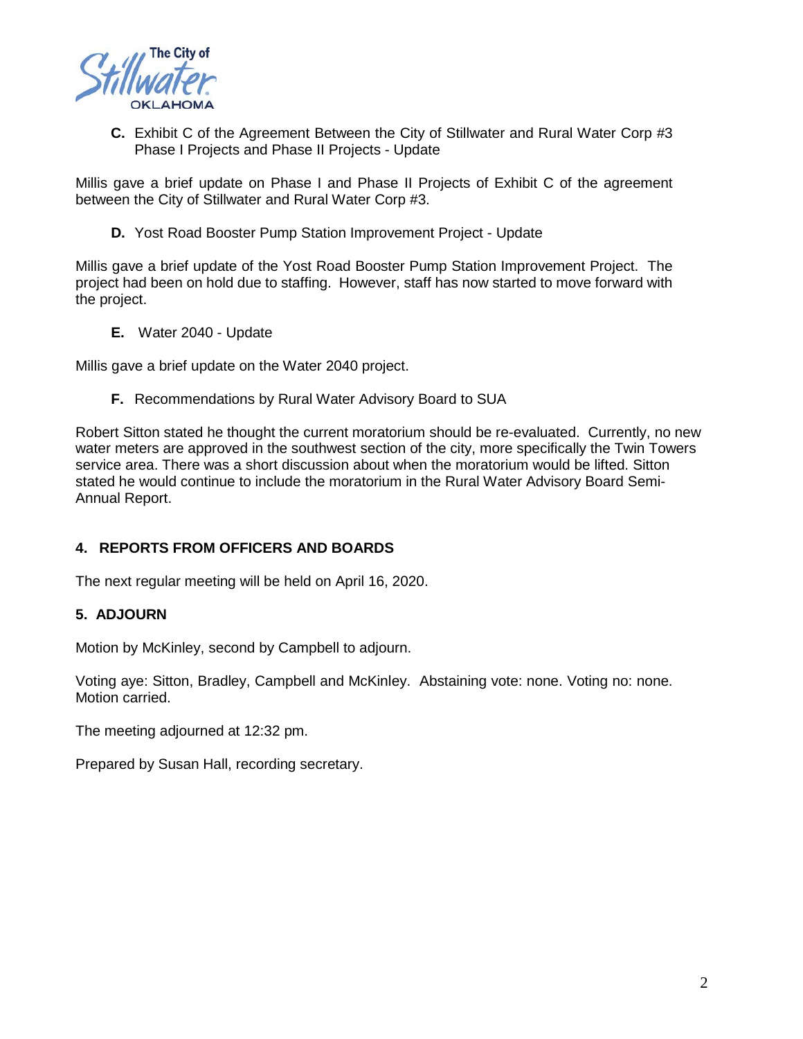**C.** Exhibit C of the Agreement Between the City of Stillwater and Rural Water Corp #3 Phase I Projects and Phase II Projects - Update

Millis gave a brief update on Phase I and Phase II Projects of Exhibit C of the agreement between the City of Stillwater and Rural Water Corp #3.

**D.** Yost Road Booster Pump Station Improvement Project - Update

Millis gave a brief update of the Yost Road Booster Pump Station Improvement Project. The project had been on hold due to staffing. However, staff has now started to move forward with the project.

**E.** Water 2040 - Update

Millis gave a brief update on the Water 2040 project.

**F.** Recommendations by Rural Water Advisory Board to SUA

Robert Sitton stated he thought the current moratorium should be re-evaluated. Currently, no new water meters are approved in the southwest section of the city, more specifically the Twin Towers service area. There was a short discussion about when the moratorium would be lifted. Sitton stated he would continue to include the moratorium in the Rural Water Advisory Board Semi-Annual Report.

## 4. REPORTS FROM OFFICERS AND BOARDS

The next regular meeting will be held on April 16, 2020.

## 5. ADJOURN

Motion by McKinley, second by Campbell to adjourn.

Voting aye: Sitton, Bradley, Campbell and McKinley. Abstaining vote: none. Voting no: none. Motion carried.

The meeting adjourned at 12:32 pm.

Prepared by Susan Hall, recording secretary.